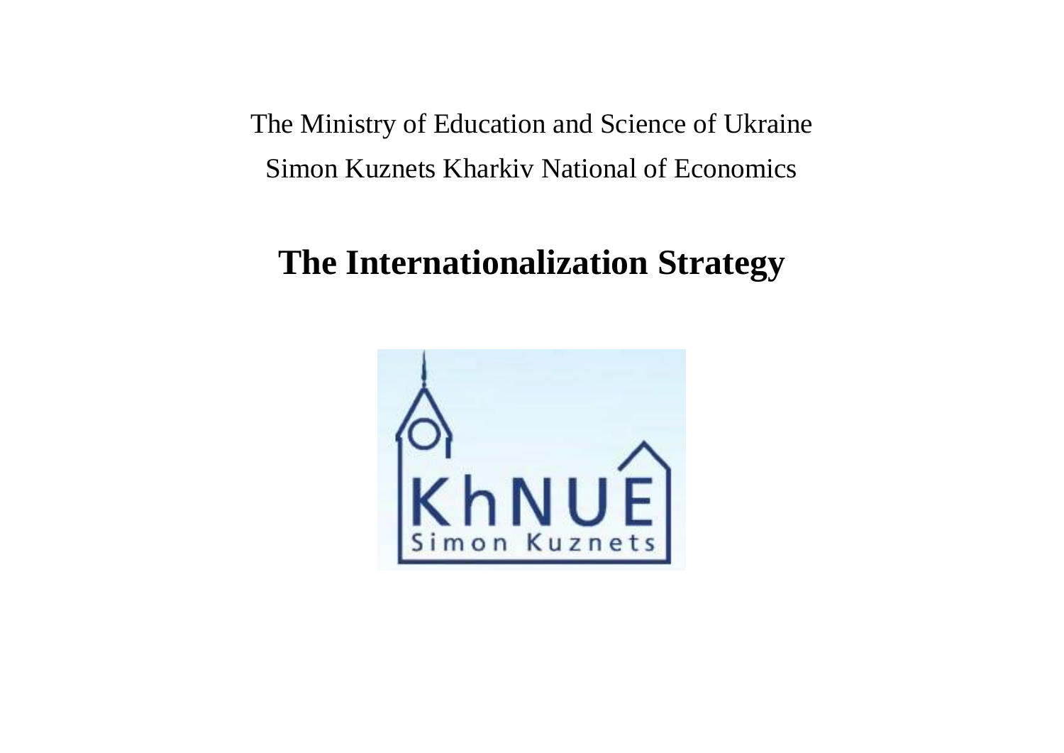The Ministry of Education and Science of Ukraine

Simon Kuznets Kharkiv National of Economics

# The Internationalization Strategy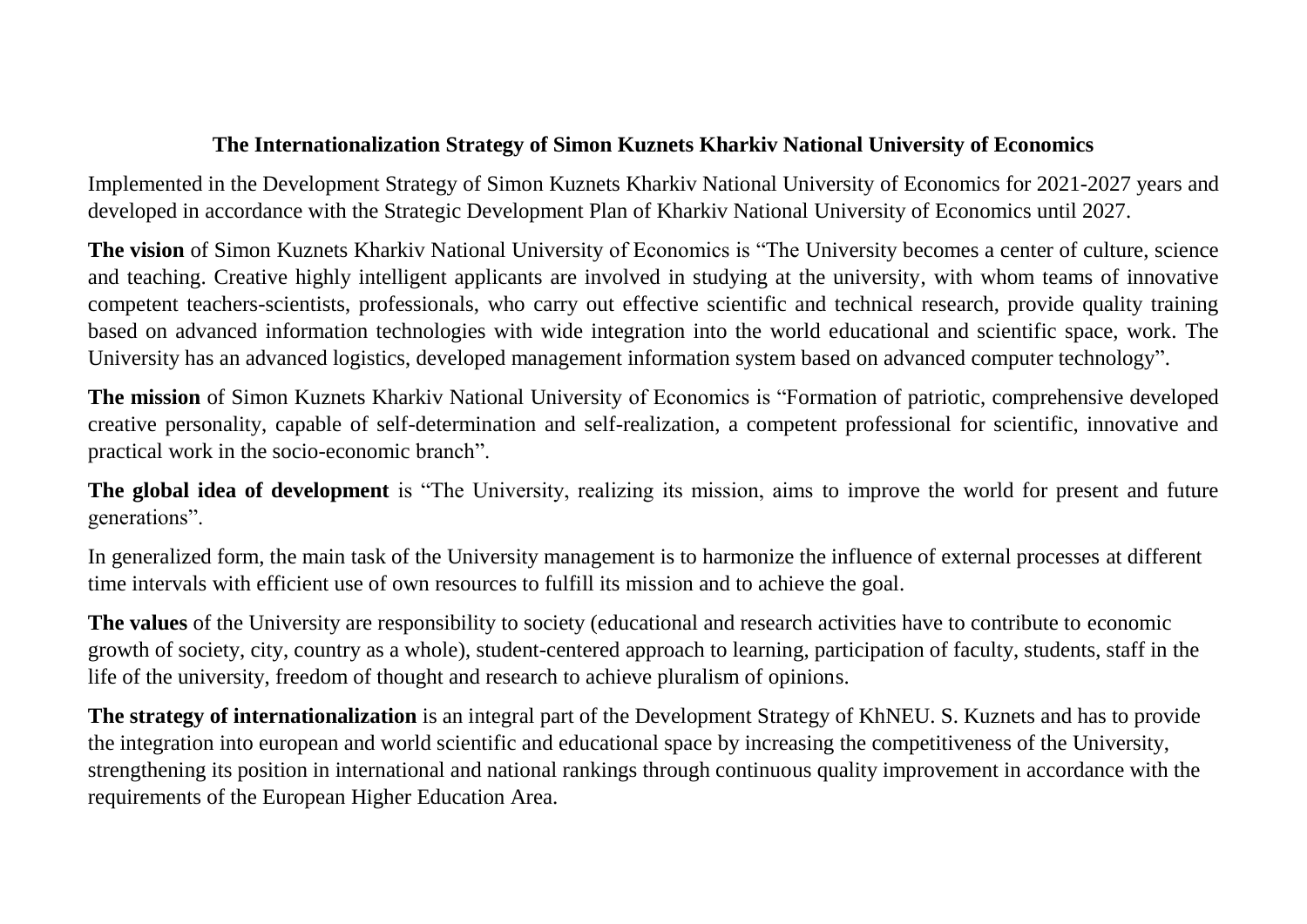# The Internationalization Strategy of Simon Kuznets Kharkiv National University of Economics

Implemented in the Development Strategy of Simon Kuznets Kharkiv National University of Economics for 2021-2027 years and developed in accordance with the Strategic Development Plan of Kharkiv National University of Economics until 2027.

**The vision** of Simon Kuznets Kharkiv National University of Economics is "The University becomes a center of culture, science and teaching. Creative highly intelligent applicants are involved in studying at the university, with whom teams of innovative competent teachers-scientists, professionals, who carry out effective scientific and technical research, provide quality training based on advanced information technologies with wide integration into the world educational and scientific space, work. The University has an advanced logistics, developed management information system based on advanced computer technology".

**The mission** of Simon Kuznets Kharkiv National University of Economics is "Formation of patriotic, comprehensive developed creative personality, capable of self-determination and self-realization, a competent professional for scientific, innovative and practical work in the socio-economic branch".

**The global idea of development** is "The University, realizing its mission, aims to improve the world for present and future generations".

In generalized form, the main task of the University management is to harmonize the influence of external processes at different time intervals with efficient use of own resources to fulfill its mission and to achieve the goal.

**The values** of the University are responsibility to society (educational and research activities have to contribute to economic growth of society, city, country as a whole), student-centered approach to learning, participation of faculty, students, staff in the life of the university, freedom of thought and research to achieve pluralism of opinions.

**The strategy of internationalization** is an integral part of the Development Strategy of KhNEU. S. Kuznets and has to provide the integration into european and world scientific and educational space by increasing the competitiveness of the University, strengthening its position in international and national rankings through continuous quality improvement in accordance with the requirements of the European Higher Education Area.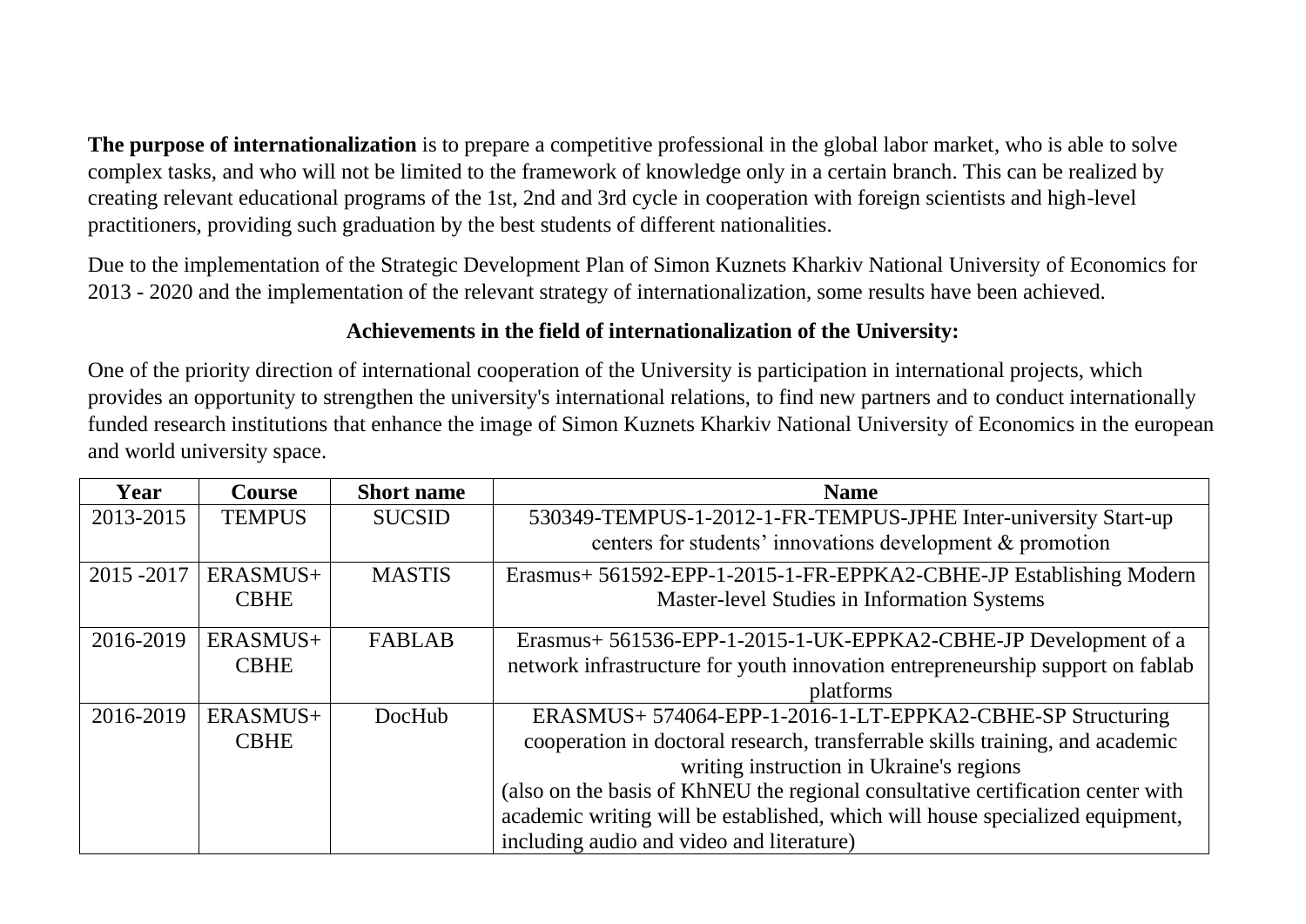**The purpose of internationalization** is to prepare a competitive professional in the global labor market, who is able to solve complex tasks, and who will not be limited to the framework of knowledge only in a certain branch. This can be realized by creating relevant educational programs of the 1st, 2nd and 3rd cycle in cooperation with foreign scientists and high-level practitioners, providing such graduation by the best students of different nationalities.

Due to the implementation of the Strategic Development Plan of Simon Kuznets Kharkiv National University of Economics for 2013 - 2020 and the implementation of the relevant strategy of internationalization, some results have been achieved.

**Achievements in the field of internationalization of the University:**

One of the priority direction of international cooperation of the University is participation in international projects, which provides an opportunity to strengthen the university's international relations, to find new partners and to conduct internationally funded research institutions that enhance the image of Simon Kuznets Kharkiv National University of Economics in the european and world university space.

| Year | Course | Short name | Name |
| --- | --- | --- | --- |
| 2013-2015 | TEMPUS | SUCSID | 530349-TEMPUS-1-2012-1-FR-TEMPUS-JPHE Inter-university Start-up centers for students' innovations development & promotion |
| 2015 -2017 | ERASMUS+ CBHE | MASTIS | Erasmus+ 561592-EPP-1-2015-1-FR-EPPKA2-CBHE-JP Establishing Modern Master-level Studies in Information Systems |
| 2016-2019 | ERASMUS+ CBHE | FABLAB | Erasmus+ 561536-EPP-1-2015-1-UK-EPPKA2-CBHE-JP Development of a network infrastructure for youth innovation entrepreneurship support on fablab platforms |
| 2016-2019 | ERASMUS+ CBHE | DocHub | ERASMUS+ 574064-EPP-1-2016-1-LT-EPPKA2-CBHE-SP Structuring cooperation in doctoral research, transferrable skills training, and academic writing instruction in Ukraine's regions (also on the basis of KhNEU the regional consultative certification center with academic writing will be established, which will house specialized equipment, including audio and video and literature) |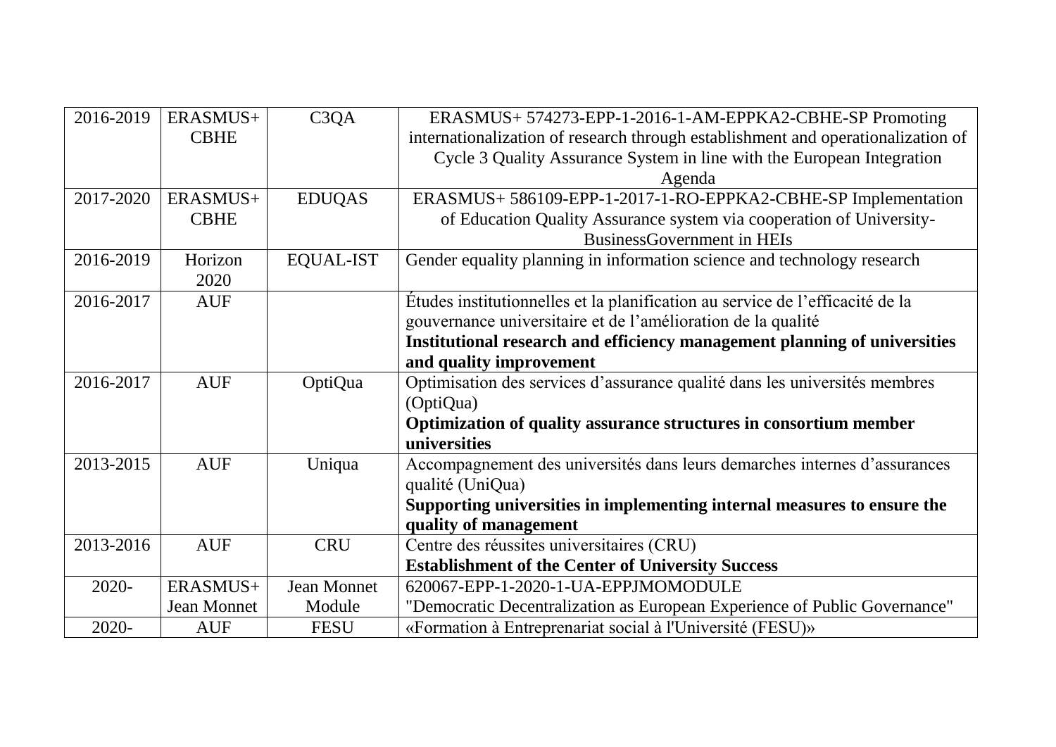| 2016-2019 | ERASMUS+ CBHE | C3QA | ERASMUS+ 574273-EPP-1-2016-1-AM-EPPKA2-CBHE-SP Promoting internationalization of research through establishment and operationalization of Cycle 3 Quality Assurance System in line with the European Integration Agenda |
|---|---|---|---|
| 2017-2020 | ERASMUS+ CBHE | EDUQAS | ERASMUS+ 586109-EPP-1-2017-1-RO-EPPKA2-CBHE-SP Implementation of Education Quality Assurance system via cooperation of University-BusinessGovernment in HEIs |
| 2016-2019 | Horizon 2020 | EQUAL-IST | Gender equality planning in information science and technology research |
| 2016-2017 | AUF | | Études institutionnelles et la planification au service de l'efficacité de la gouvernance universitaire et de l'amélioration de la qualité **Institutional research and efficiency management planning of universities and quality improvement** |
| 2016-2017 | AUF | OptiQua | Optimisation des services d'assurance qualité dans les universités membres (OptiQua) **Optimization of quality assurance structures in consortium member universities** |
| 2013-2015 | AUF | Uniqua | Accompagnement des universités dans leurs demarches internes d'assurances qualité (UniQua) **Supporting universities in implementing internal measures to ensure the quality of management** |
| 2013-2016 | AUF | CRU | Centre des réussites universitaires (CRU) **Establishment of the Center of University Success** |
| 2020- | ERASMUS+ Jean Monnet | Jean Monnet Module | 620067-EPP-1-2020-1-UA-EPPJMOMODULE "Democratic Decentralization as European Experience of Public Governance" |
| 2020- | AUF | FESU | «Formation à Entreprenariat social à l'Université (FESU)» |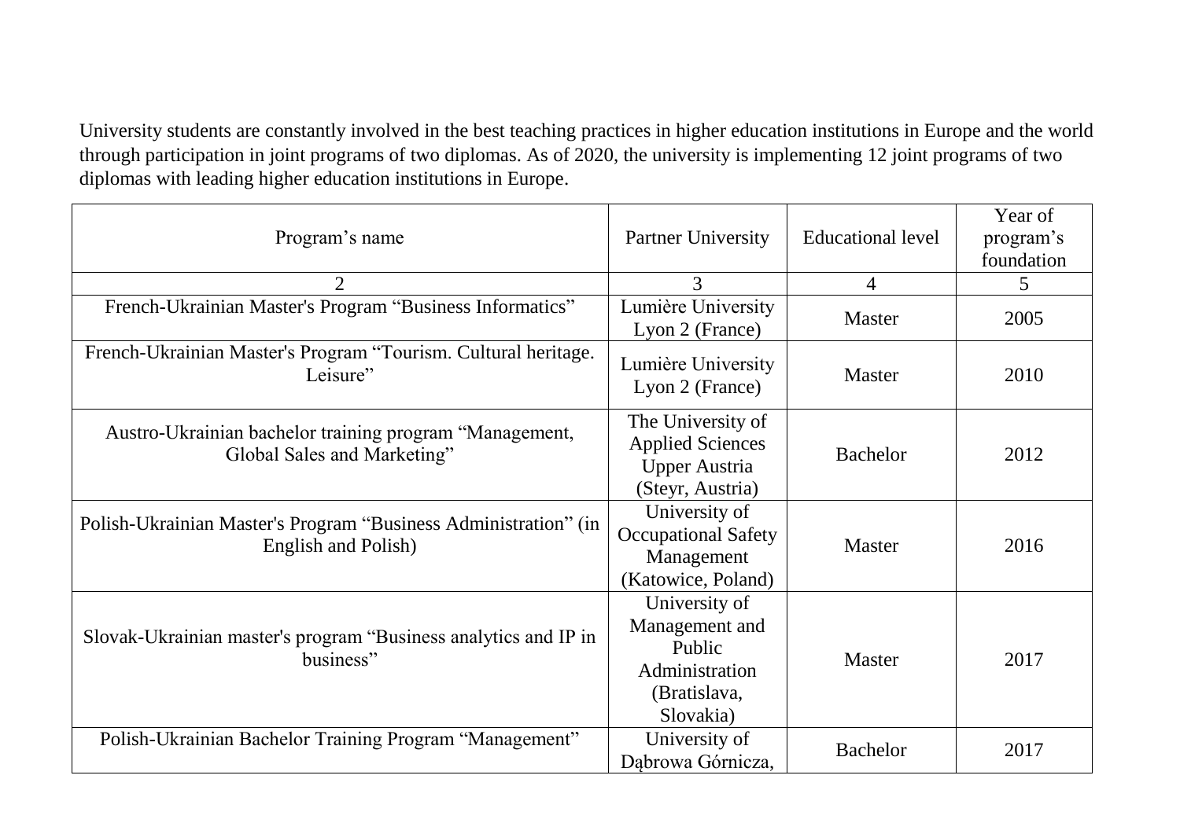University students are constantly involved in the best teaching practices in higher education institutions in Europe and the world through participation in joint programs of two diplomas. As of 2020, the university is implementing 12 joint programs of two diplomas with leading higher education institutions in Europe.

| Program's name | Partner University | Educational level | Year of program's foundation |
|---|---|---|---|
| 2 | 3 | 4 | 5 |
| French-Ukrainian Master's Program "Business Informatics" | Lumière University Lyon 2 (France) | Master | 2005 |
| French-Ukrainian Master's Program "Tourism. Cultural heritage. Leisure" | Lumière University Lyon 2 (France) | Master | 2010 |
| Austro-Ukrainian bachelor training program "Management, Global Sales and Marketing" | The University of Applied Sciences Upper Austria (Steyr, Austria) | Bachelor | 2012 |
| Polish-Ukrainian Master's Program "Business Administration" (in English and Polish) | University of Occupational Safety Management (Katowice, Poland) | Master | 2016 |
| Slovak-Ukrainian master's program "Business analytics and IP in business" | University of Management and Public Administration (Bratislava, Slovakia) | Master | 2017 |
| Polish-Ukrainian Bachelor Training Program "Management" | University of Dąbrowa Górnicza, | Bachelor | 2017 |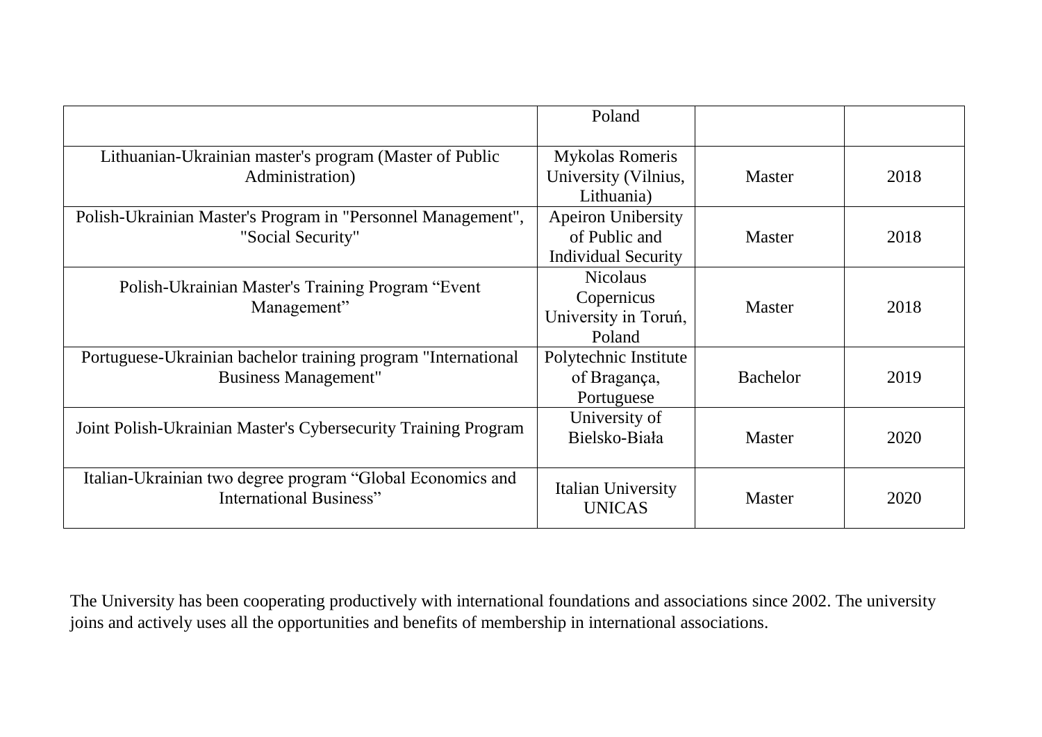| | | | |
|---|---|---|---|
| | Poland | | |
| Lithuanian-Ukrainian master's program (Master of Public Administration) | Mykolas Romeris University (Vilnius, Lithuania) | Master | 2018 |
| Polish-Ukrainian Master's Program in "Personnel Management", "Social Security" | Apeiron Unibersity of Public and Individual Security | Master | 2018 |
| Polish-Ukrainian Master's Training Program “Event Management” | Nicolaus Copernicus University in Toruń, Poland | Master | 2018 |
| Portuguese-Ukrainian bachelor training program "International Business Management" | Polytechnic Institute of Bragança, Portuguese | Bachelor | 2019 |
| Joint Polish-Ukrainian Master's Cybersecurity Training Program | University of Bielsko-Biała | Master | 2020 |
| Italian-Ukrainian two degree program “Global Economics and International Business” | Italian University UNICAS | Master | 2020 |

The University has been cooperating productively with international foundations and associations since 2002. The university joins and actively uses all the opportunities and benefits of membership in international associations.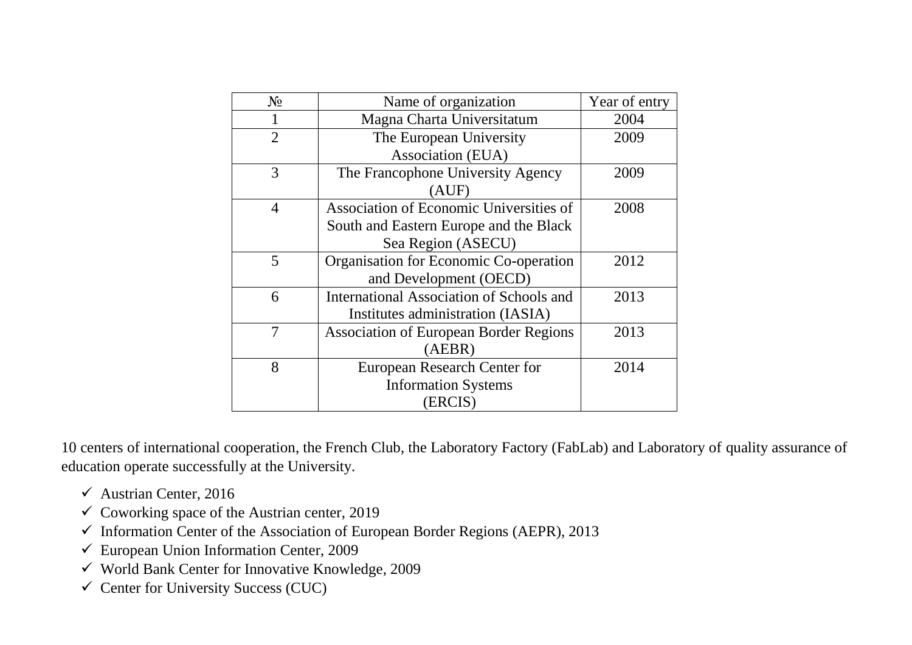| № | Name of organization | Year of entry |
|---|---|---|
| 1 | Magna Charta Universitatum | 2004 |
| 2 | The European University Association (EUA) | 2009 |
| 3 | The Francophone University Agency (AUF) | 2009 |
| 4 | Association of Economic Universities of South and Eastern Europe and the Black Sea Region (ASECU) | 2008 |
| 5 | Organisation for Economic Co-operation and Development (OECD) | 2012 |
| 6 | International Association of Schools and Institutes administration (IASIA) | 2013 |
| 7 | Association of European Border Regions (AEBR) | 2013 |
| 8 | European Research Center for Information Systems (ERCIS) | 2014 |

10 centers of international cooperation, the French Club, the Laboratory Factory (FabLab) and Laboratory of quality assurance of education operate successfully at the University.

- ✓ Austrian Center, 2016
- ✓ Coworking space of the Austrian center, 2019
- ✓ Information Center of the Association of European Border Regions (AEPR), 2013
- ✓ European Union Information Center, 2009
- ✓ World Bank Center for Innovative Knowledge, 2009
- ✓ Center for University Success (CUC)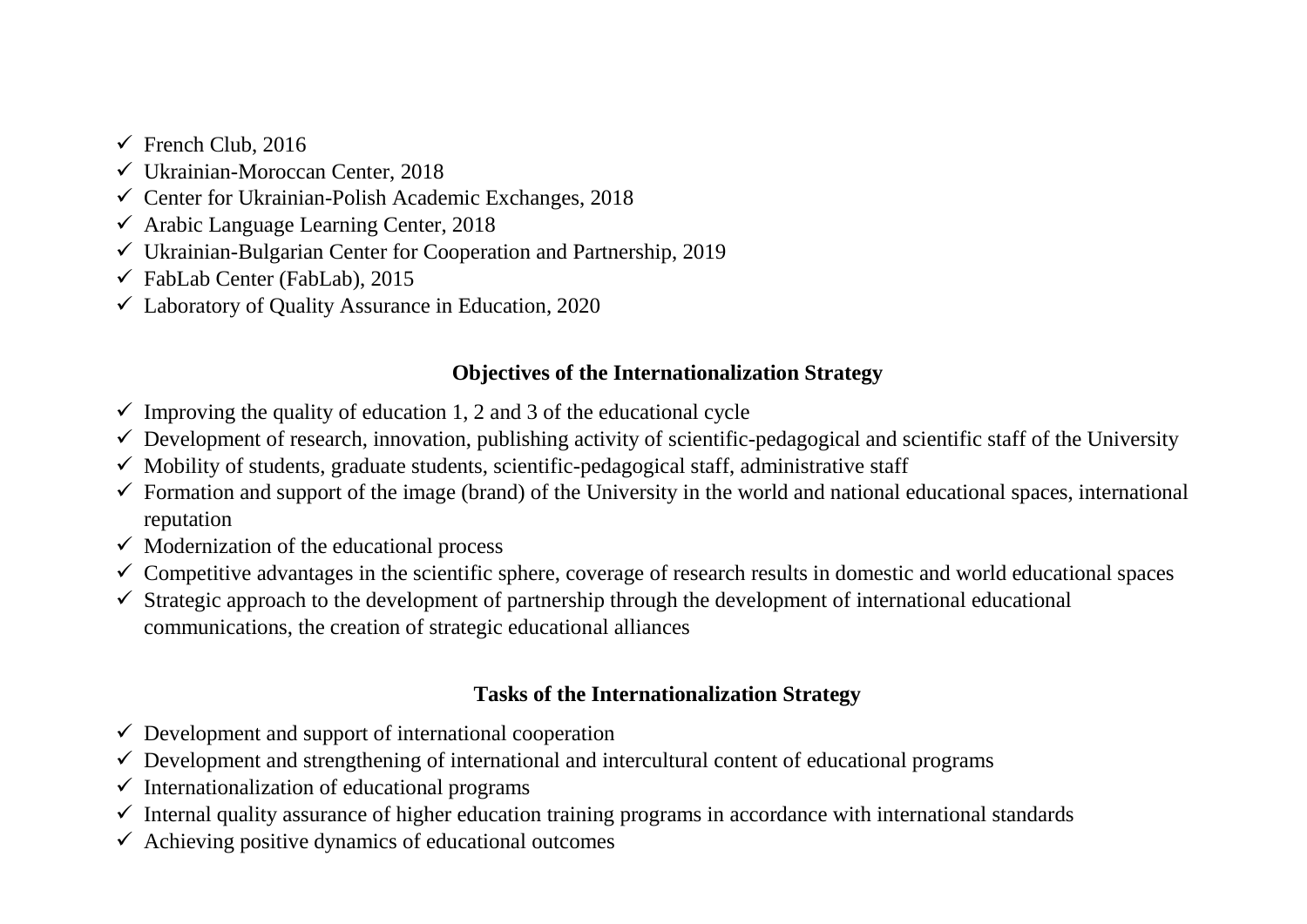- French Club, 2016
- Ukrainian-Moroccan Center, 2018
- Center for Ukrainian-Polish Academic Exchanges, 2018
- Arabic Language Learning Center, 2018
- Ukrainian-Bulgarian Center for Cooperation and Partnership, 2019
- FabLab Center (FabLab), 2015
- Laboratory of Quality Assurance in Education, 2020

## Objectives of the Internationalization Strategy

- Improving the quality of education 1, 2 and 3 of the educational cycle
- Development of research, innovation, publishing activity of scientific-pedagogical and scientific staff of the University
- Mobility of students, graduate students, scientific-pedagogical staff, administrative staff
- Formation and support of the image (brand) of the University in the world and national educational spaces, international reputation
- Modernization of the educational process
- Competitive advantages in the scientific sphere, coverage of research results in domestic and world educational spaces
- Strategic approach to the development of partnership through the development of international educational communications, the creation of strategic educational alliances

## Tasks of the Internationalization Strategy

- Development and support of international cooperation
- Development and strengthening of international and intercultural content of educational programs
- Internationalization of educational programs
- Internal quality assurance of higher education training programs in accordance with international standards
- Achieving positive dynamics of educational outcomes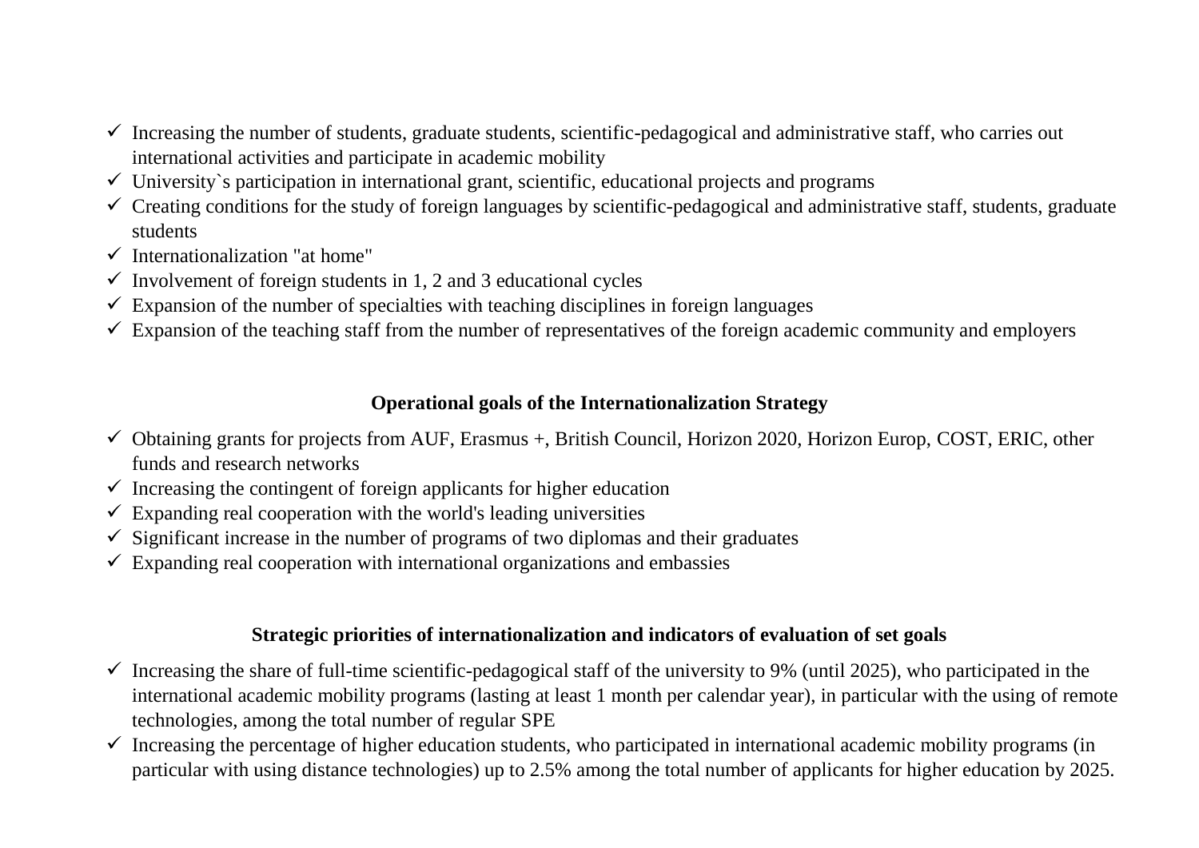- ✓ Increasing the number of students, graduate students, scientific-pedagogical and administrative staff, who carries out international activities and participate in academic mobility
- ✓ University`s participation in international grant, scientific, educational projects and programs
- ✓ Creating conditions for the study of foreign languages by scientific-pedagogical and administrative staff, students, graduate students
- ✓ Internationalization "at home"
- ✓ Involvement of foreign students in 1, 2 and 3 educational cycles
- ✓ Expansion of the number of specialties with teaching disciplines in foreign languages
- ✓ Expansion of the teaching staff from the number of representatives of the foreign academic community and employers

**Operational goals of the Internationalization Strategy**

- ✓ Obtaining grants for projects from AUF, Erasmus +, British Council, Horizon 2020, Horizon Europ, COST, ERIC, other funds and research networks
- ✓ Increasing the contingent of foreign applicants for higher education
- ✓ Expanding real cooperation with the world's leading universities
- ✓ Significant increase in the number of programs of two diplomas and their graduates
- ✓ Expanding real cooperation with international organizations and embassies

**Strategic priorities of internationalization and indicators of evaluation of set goals**

- ✓ Increasing the share of full-time scientific-pedagogical staff of the university to 9% (until 2025), who participated in the international academic mobility programs (lasting at least 1 month per calendar year), in particular with the using of remote technologies, among the total number of regular SPE
- ✓ Increasing the percentage of higher education students, who participated in international academic mobility programs (in particular with using distance technologies) up to 2.5% among the total number of applicants for higher education by 2025.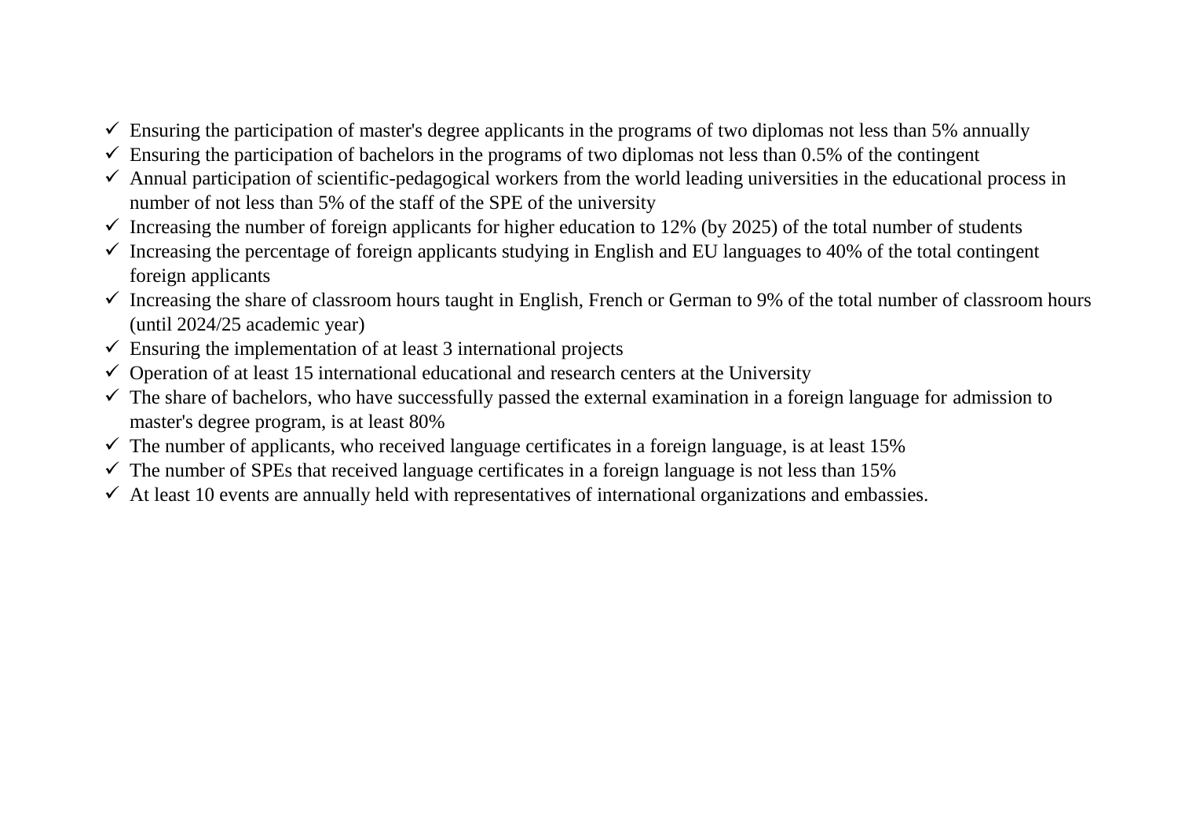- ✓ Ensuring the participation of master's degree applicants in the programs of two diplomas not less than 5% annually
- ✓ Ensuring the participation of bachelors in the programs of two diplomas not less than 0.5% of the contingent
- ✓ Annual participation of scientific-pedagogical workers from the world leading universities in the educational process in number of not less than 5% of the staff of the SPE of the university
- ✓ Increasing the number of foreign applicants for higher education to 12% (by 2025) of the total number of students
- ✓ Increasing the percentage of foreign applicants studying in English and EU languages to 40% of the total contingent foreign applicants
- ✓ Increasing the share of classroom hours taught in English, French or German to 9% of the total number of classroom hours (until 2024/25 academic year)
- ✓ Ensuring the implementation of at least 3 international projects
- ✓ Operation of at least 15 international educational and research centers at the University
- ✓ The share of bachelors, who have successfully passed the external examination in a foreign language for admission to master's degree program, is at least 80%
- ✓ The number of applicants, who received language certificates in a foreign language, is at least 15%
- ✓ The number of SPEs that received language certificates in a foreign language is not less than 15%
- ✓ At least 10 events are annually held with representatives of international organizations and embassies.